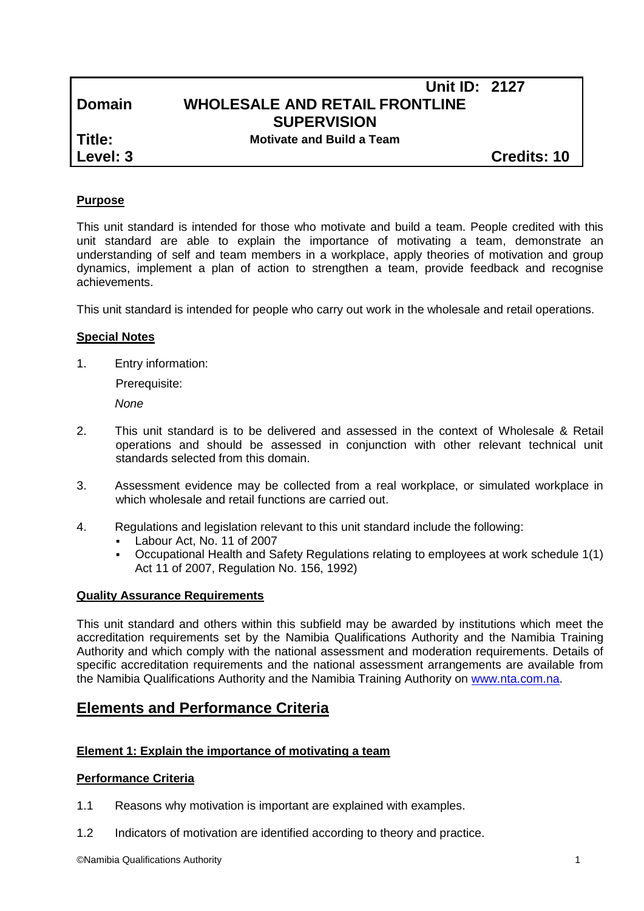| | Unit ID: 2127 |
|---|---|
| **Domain** | **WHOLESALE AND RETAIL FRONTLINE SUPERVISION** |
| **Title:** | **Motivate and Build a Team** |
| **Level: 3** | **Credits: 10** |

## Purpose

This unit standard is intended for those who motivate and build a team. People credited with this unit standard are able to explain the importance of motivating a team, demonstrate an understanding of self and team members in a workplace, apply theories of motivation and group dynamics, implement a plan of action to strengthen a team, provide feedback and recognise achievements.

This unit standard is intended for people who carry out work in the wholesale and retail operations.

## Special Notes

1. Entry information:

   Prerequisite:

   *None*

2. This unit standard is to be delivered and assessed in the context of Wholesale & Retail operations and should be assessed in conjunction with other relevant technical unit standards selected from this domain.

3. Assessment evidence may be collected from a real workplace, or simulated workplace in which wholesale and retail functions are carried out.

4. Regulations and legislation relevant to this unit standard include the following:
   - Labour Act, No. 11 of 2007
   - Occupational Health and Safety Regulations relating to employees at work schedule 1(1) Act 11 of 2007, Regulation No. 156, 1992)

## Quality Assurance Requirements

This unit standard and others within this subfield may be awarded by institutions which meet the accreditation requirements set by the Namibia Qualifications Authority and the Namibia Training Authority and which comply with the national assessment and moderation requirements. Details of specific accreditation requirements and the national assessment arrangements are available from the Namibia Qualifications Authority and the Namibia Training Authority on www.nta.com.na.

# Elements and Performance Criteria

### Element 1: Explain the importance of motivating a team

### Performance Criteria

1.1 Reasons why motivation is important are explained with examples.

1.2 Indicators of motivation are identified according to theory and practice.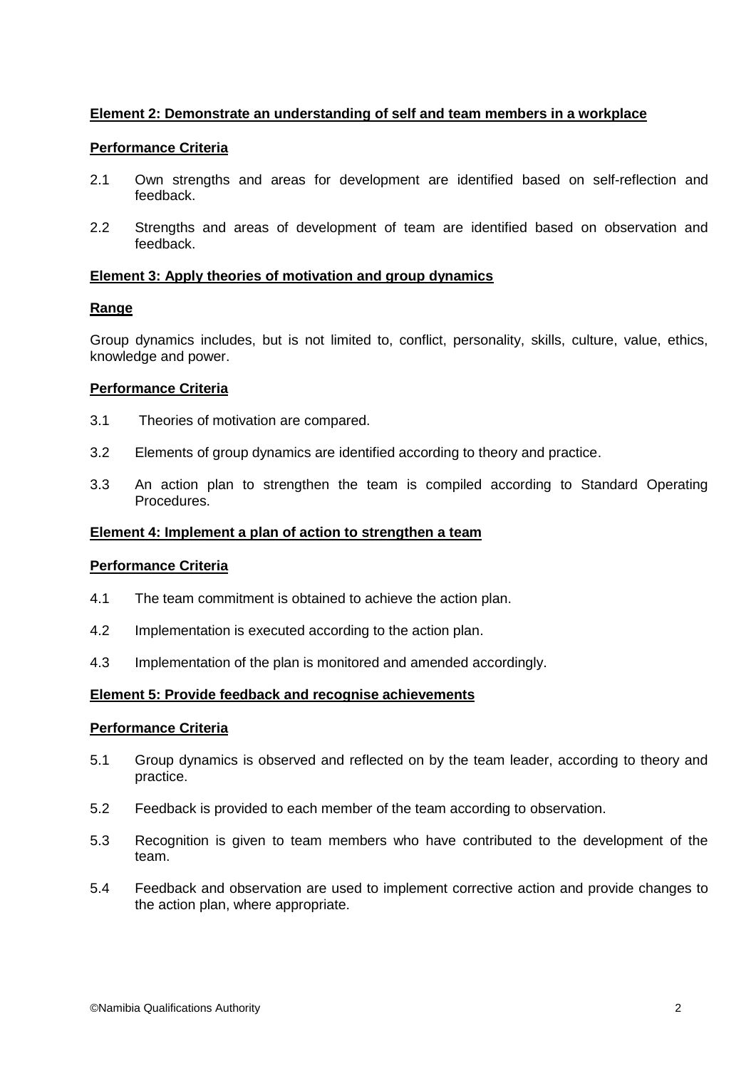**Element 2: Demonstrate an understanding of self and team members in a workplace**

**Performance Criteria**

2.1 Own strengths and areas for development are identified based on self-reflection and feedback.

2.2 Strengths and areas of development of team are identified based on observation and feedback.

**Element 3: Apply theories of motivation and group dynamics**

**Range**

Group dynamics includes, but is not limited to, conflict, personality, skills, culture, value, ethics, knowledge and power.

**Performance Criteria**

3.1 Theories of motivation are compared.

3.2 Elements of group dynamics are identified according to theory and practice.

3.3 An action plan to strengthen the team is compiled according to Standard Operating Procedures.

**Element 4: Implement a plan of action to strengthen a team**

**Performance Criteria**

4.1 The team commitment is obtained to achieve the action plan.

4.2 Implementation is executed according to the action plan.

4.3 Implementation of the plan is monitored and amended accordingly.

**Element 5: Provide feedback and recognise achievements**

**Performance Criteria**

5.1 Group dynamics is observed and reflected on by the team leader, according to theory and practice.

5.2 Feedback is provided to each member of the team according to observation.

5.3 Recognition is given to team members who have contributed to the development of the team.

5.4 Feedback and observation are used to implement corrective action and provide changes to the action plan, where appropriate.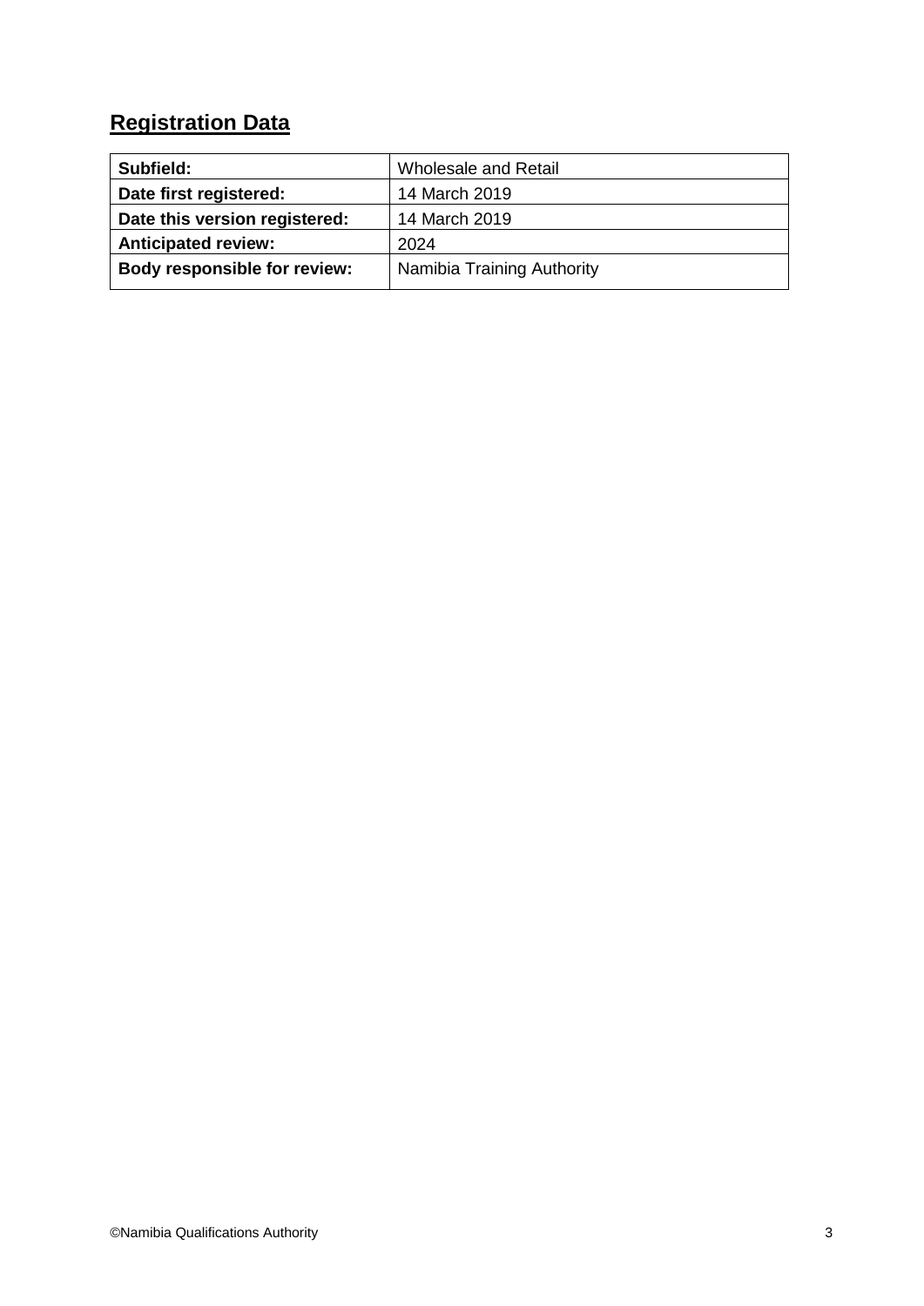## Registration Data

| | |
|---|---|
| **Subfield:** | Wholesale and Retail |
| **Date first registered:** | 14 March 2019 |
| **Date this version registered:** | 14 March 2019 |
| **Anticipated review:** | 2024 |
| **Body responsible for review:** | Namibia Training Authority |